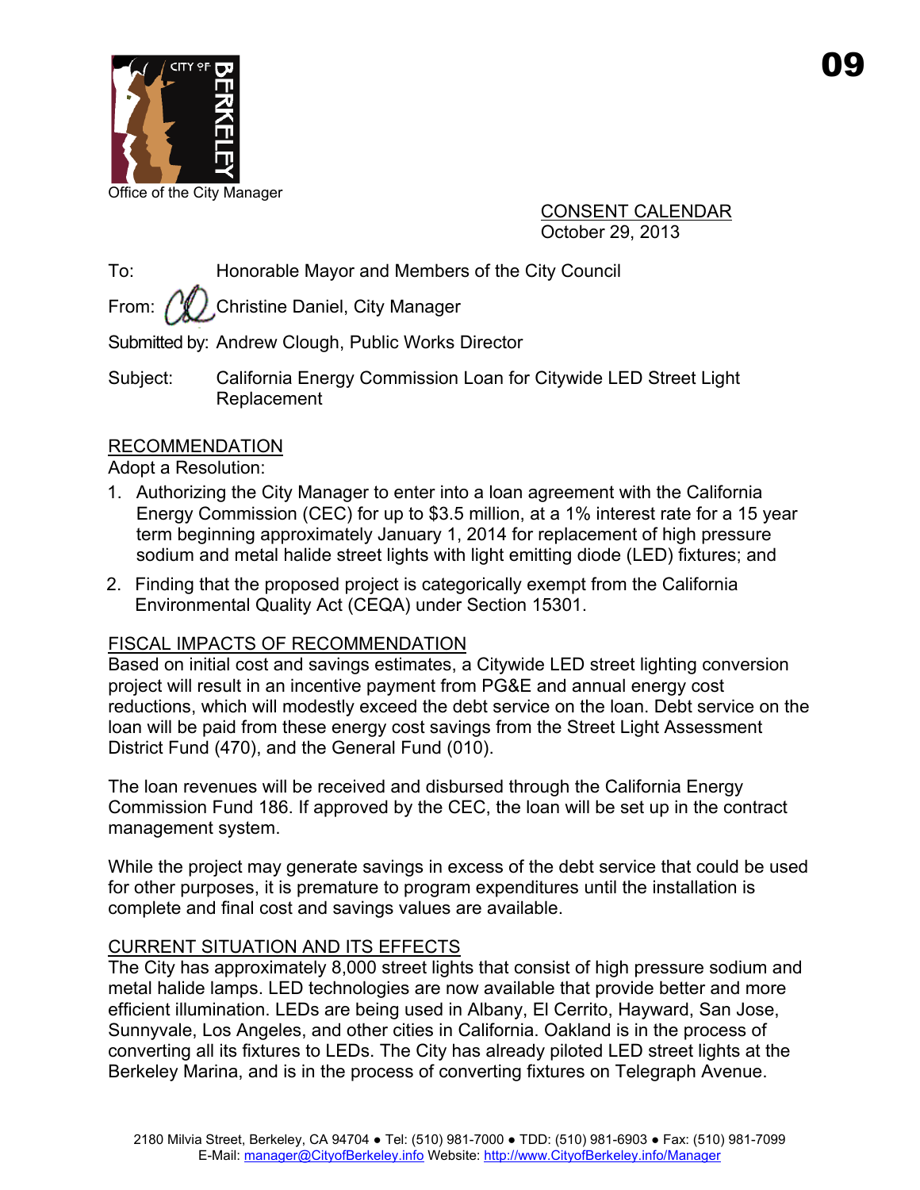09

Office of the City Manager

CONSENT CALENDAR
October 29, 2013

To: Honorable Mayor and Members of the City Council

From: Christine Daniel, City Manager

Submitted by: Andrew Clough, Public Works Director

Subject: California Energy Commission Loan for Citywide LED Street Light Replacement

## RECOMMENDATION

Adopt a Resolution:

1. Authorizing the City Manager to enter into a loan agreement with the California Energy Commission (CEC) for up to $3.5 million, at a 1% interest rate for a 15 year term beginning approximately January 1, 2014 for replacement of high pressure sodium and metal halide street lights with light emitting diode (LED) fixtures; and
2. Finding that the proposed project is categorically exempt from the California Environmental Quality Act (CEQA) under Section 15301.

## FISCAL IMPACTS OF RECOMMENDATION

Based on initial cost and savings estimates, a Citywide LED street lighting conversion project will result in an incentive payment from PG&E and annual energy cost reductions, which will modestly exceed the debt service on the loan. Debt service on the loan will be paid from these energy cost savings from the Street Light Assessment District Fund (470), and the General Fund (010).

The loan revenues will be received and disbursed through the California Energy Commission Fund 186. If approved by the CEC, the loan will be set up in the contract management system.

While the project may generate savings in excess of the debt service that could be used for other purposes, it is premature to program expenditures until the installation is complete and final cost and savings values are available.

## CURRENT SITUATION AND ITS EFFECTS

The City has approximately 8,000 street lights that consist of high pressure sodium and metal halide lamps. LED technologies are now available that provide better and more efficient illumination. LEDs are being used in Albany, El Cerrito, Hayward, San Jose, Sunnyvale, Los Angeles, and other cities in California. Oakland is in the process of converting all its fixtures to LEDs. The City has already piloted LED street lights at the Berkeley Marina, and is in the process of converting fixtures on Telegraph Avenue.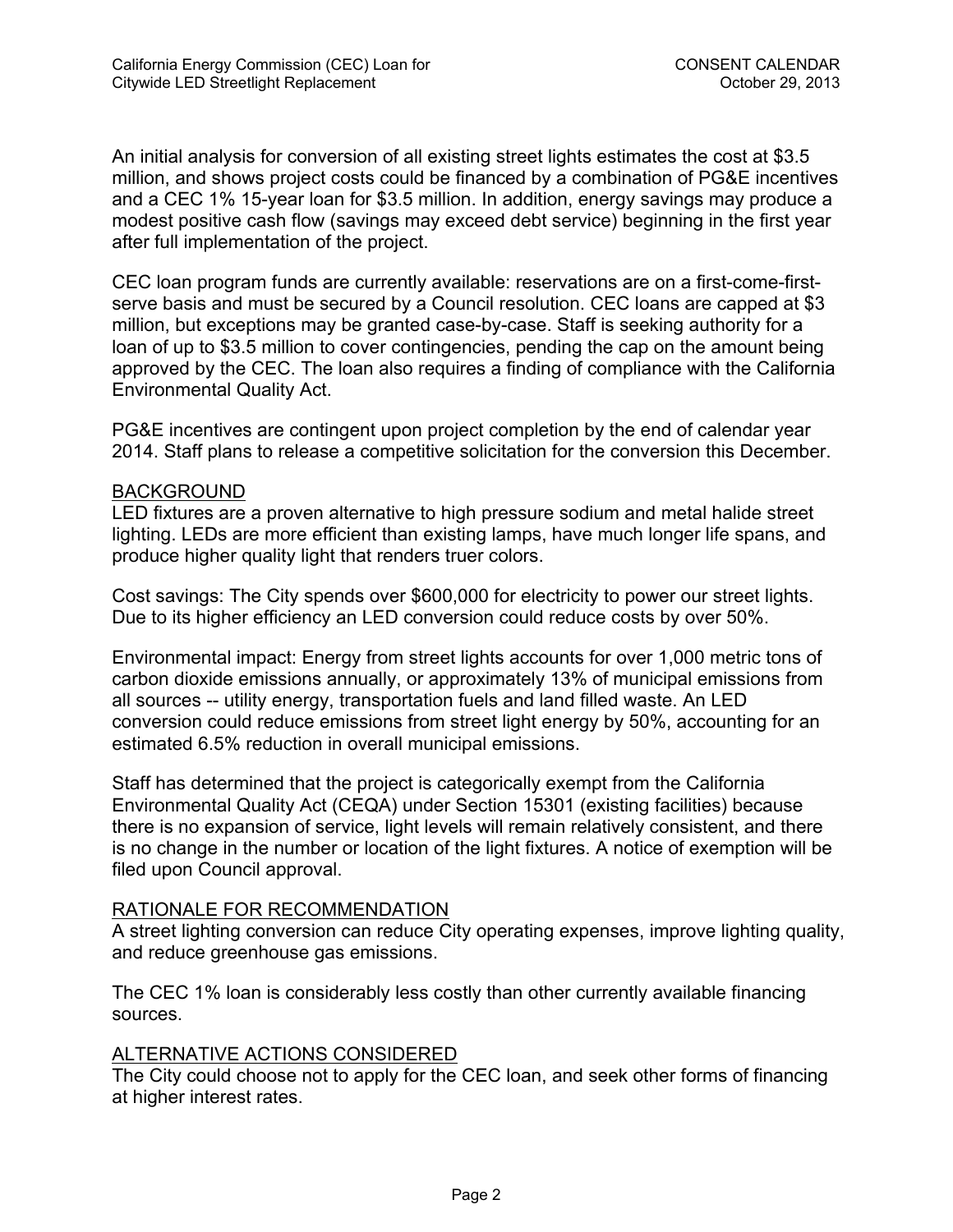An initial analysis for conversion of all existing street lights estimates the cost at $3.5 million, and shows project costs could be financed by a combination of PG&E incentives and a CEC 1% 15-year loan for $3.5 million. In addition, energy savings may produce a modest positive cash flow (savings may exceed debt service) beginning in the first year after full implementation of the project.

CEC loan program funds are currently available: reservations are on a first-come-first-serve basis and must be secured by a Council resolution. CEC loans are capped at $3 million, but exceptions may be granted case-by-case. Staff is seeking authority for a loan of up to $3.5 million to cover contingencies, pending the cap on the amount being approved by the CEC. The loan also requires a finding of compliance with the California Environmental Quality Act.

PG&E incentives are contingent upon project completion by the end of calendar year 2014. Staff plans to release a competitive solicitation for the conversion this December.

## BACKGROUND

LED fixtures are a proven alternative to high pressure sodium and metal halide street lighting. LEDs are more efficient than existing lamps, have much longer life spans, and produce higher quality light that renders truer colors.

Cost savings: The City spends over $600,000 for electricity to power our street lights. Due to its higher efficiency an LED conversion could reduce costs by over 50%.

Environmental impact: Energy from street lights accounts for over 1,000 metric tons of carbon dioxide emissions annually, or approximately 13% of municipal emissions from all sources -- utility energy, transportation fuels and land filled waste. An LED conversion could reduce emissions from street light energy by 50%, accounting for an estimated 6.5% reduction in overall municipal emissions.

Staff has determined that the project is categorically exempt from the California Environmental Quality Act (CEQA) under Section 15301 (existing facilities) because there is no expansion of service, light levels will remain relatively consistent, and there is no change in the number or location of the light fixtures. A notice of exemption will be filed upon Council approval.

## RATIONALE FOR RECOMMENDATION

A street lighting conversion can reduce City operating expenses, improve lighting quality, and reduce greenhouse gas emissions.

The CEC 1% loan is considerably less costly than other currently available financing sources.

## ALTERNATIVE ACTIONS CONSIDERED

The City could choose not to apply for the CEC loan, and seek other forms of financing at higher interest rates.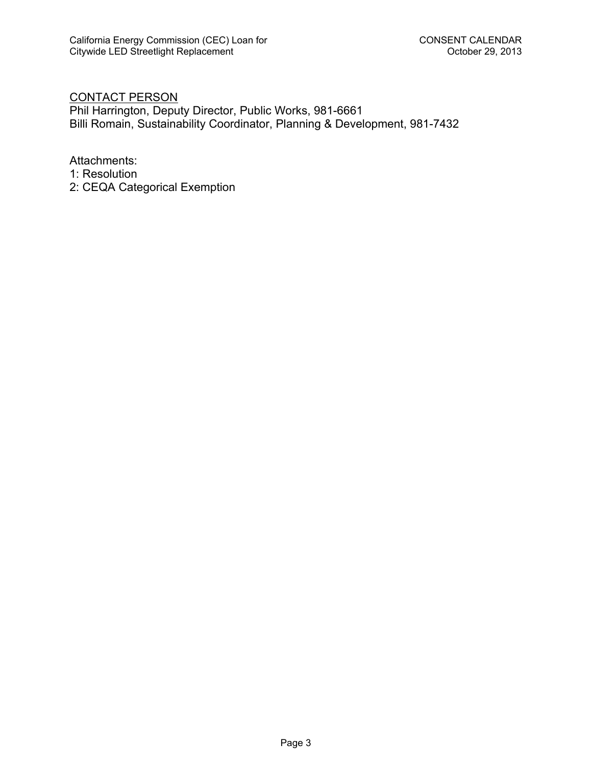<u>CONTACT PERSON</u>

Phil Harrington, Deputy Director, Public Works, 981-6661
Billi Romain, Sustainability Coordinator, Planning & Development, 981-7432

Attachments:
1: Resolution
2: CEQA Categorical Exemption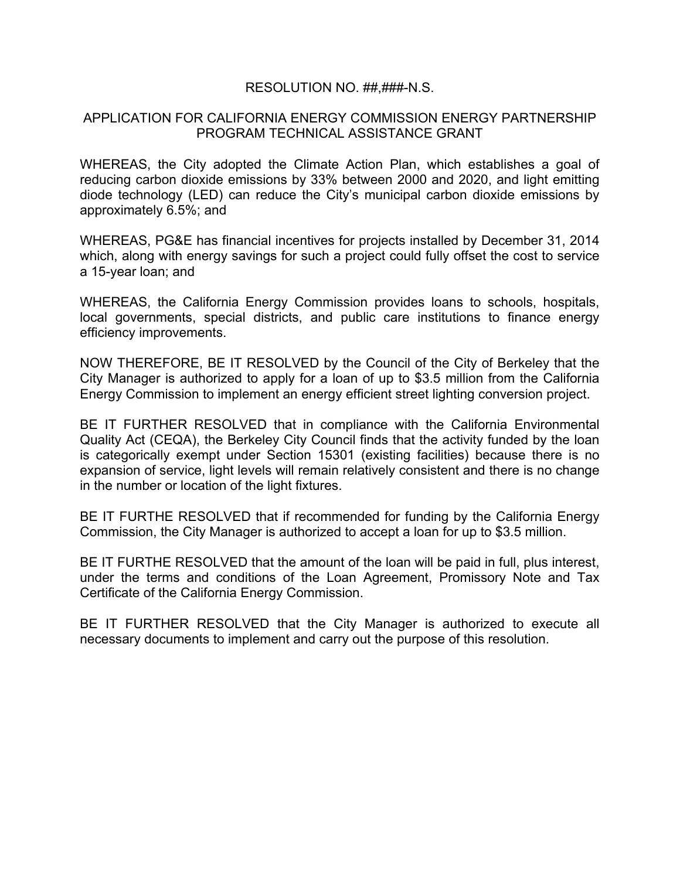RESOLUTION NO. ##,###-N.S.

APPLICATION FOR CALIFORNIA ENERGY COMMISSION ENERGY PARTNERSHIP PROGRAM TECHNICAL ASSISTANCE GRANT

WHEREAS, the City adopted the Climate Action Plan, which establishes a goal of reducing carbon dioxide emissions by 33% between 2000 and 2020, and light emitting diode technology (LED) can reduce the City's municipal carbon dioxide emissions by approximately 6.5%; and

WHEREAS, PG&E has financial incentives for projects installed by December 31, 2014 which, along with energy savings for such a project could fully offset the cost to service a 15-year loan; and

WHEREAS, the California Energy Commission provides loans to schools, hospitals, local governments, special districts, and public care institutions to finance energy efficiency improvements.

NOW THEREFORE, BE IT RESOLVED by the Council of the City of Berkeley that the City Manager is authorized to apply for a loan of up to $3.5 million from the California Energy Commission to implement an energy efficient street lighting conversion project.

BE IT FURTHER RESOLVED that in compliance with the California Environmental Quality Act (CEQA), the Berkeley City Council finds that the activity funded by the loan is categorically exempt under Section 15301 (existing facilities) because there is no expansion of service, light levels will remain relatively consistent and there is no change in the number or location of the light fixtures.

BE IT FURTHE RESOLVED that if recommended for funding by the California Energy Commission, the City Manager is authorized to accept a loan for up to $3.5 million.

BE IT FURTHE RESOLVED that the amount of the loan will be paid in full, plus interest, under the terms and conditions of the Loan Agreement, Promissory Note and Tax Certificate of the California Energy Commission.

BE IT FURTHER RESOLVED that the City Manager is authorized to execute all necessary documents to implement and carry out the purpose of this resolution.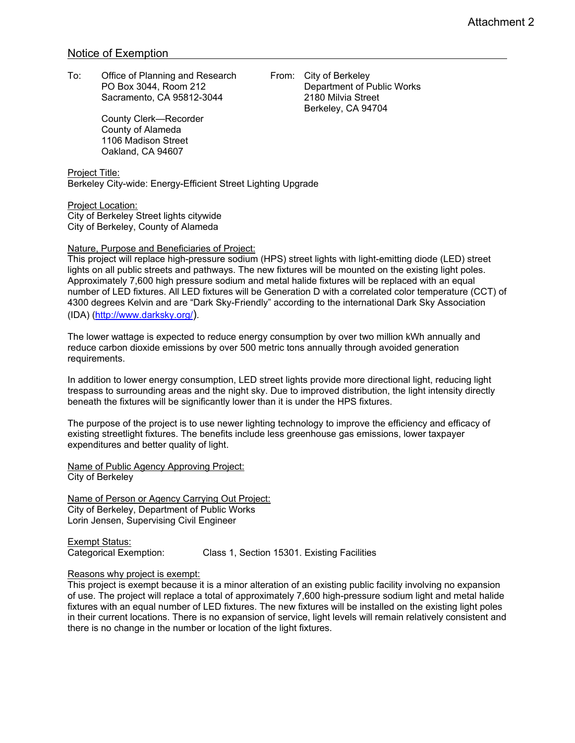Attachment 2

# Notice of Exemption

To: Office of Planning and Research
PO Box 3044, Room 212
Sacramento, CA 95812-3044

County Clerk—Recorder
County of Alameda
1106 Madison Street
Oakland, CA 94607

From: City of Berkeley
Department of Public Works
2180 Milvia Street
Berkeley, CA 94704

Project Title:
Berkeley City-wide: Energy-Efficient Street Lighting Upgrade

Project Location:
City of Berkeley Street lights citywide
City of Berkeley, County of Alameda

Nature, Purpose and Beneficiaries of Project:
This project will replace high-pressure sodium (HPS) street lights with light-emitting diode (LED) street lights on all public streets and pathways. The new fixtures will be mounted on the existing light poles. Approximately 7,600 high pressure sodium and metal halide fixtures will be replaced with an equal number of LED fixtures. All LED fixtures will be Generation D with a correlated color temperature (CCT) of 4300 degrees Kelvin and are "Dark Sky-Friendly" according to the international Dark Sky Association (IDA) (http://www.darksky.org/).

The lower wattage is expected to reduce energy consumption by over two million kWh annually and reduce carbon dioxide emissions by over 500 metric tons annually through avoided generation requirements.

In addition to lower energy consumption, LED street lights provide more directional light, reducing light trespass to surrounding areas and the night sky. Due to improved distribution, the light intensity directly beneath the fixtures will be significantly lower than it is under the HPS fixtures.

The purpose of the project is to use newer lighting technology to improve the efficiency and efficacy of existing streetlight fixtures. The benefits include less greenhouse gas emissions, lower taxpayer expenditures and better quality of light.

Name of Public Agency Approving Project:
City of Berkeley

Name of Person or Agency Carrying Out Project:
City of Berkeley, Department of Public Works
Lorin Jensen, Supervising Civil Engineer

Exempt Status:
Categorical Exemption: Class 1, Section 15301. Existing Facilities

Reasons why project is exempt:
This project is exempt because it is a minor alteration of an existing public facility involving no expansion of use. The project will replace a total of approximately 7,600 high-pressure sodium light and metal halide fixtures with an equal number of LED fixtures. The new fixtures will be installed on the existing light poles in their current locations. There is no expansion of service, light levels will remain relatively consistent and there is no change in the number or location of the light fixtures.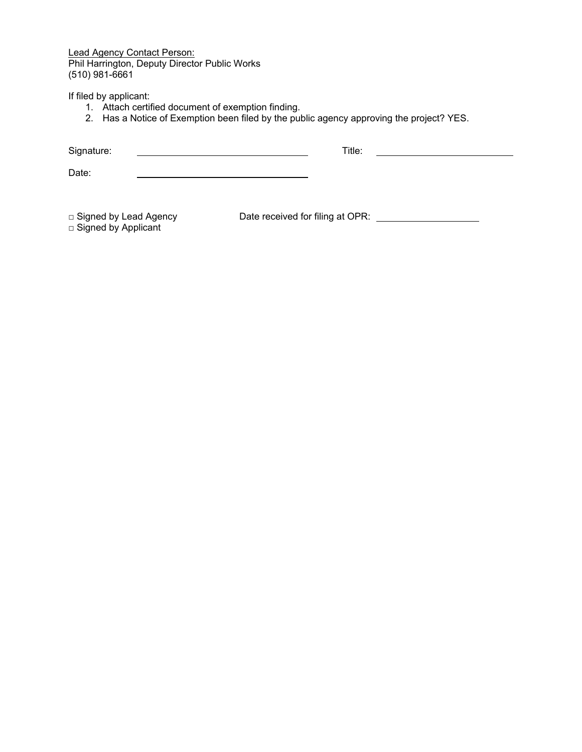Lead Agency Contact Person:
Phil Harrington, Deputy Director Public Works
(510) 981-6661

If filed by applicant:

1. Attach certified document of exemption finding.
2. Has a Notice of Exemption been filed by the public agency approving the project? YES.

Signature: \_\_\_\_\_\_\_\_\_\_\_\_\_\_\_\_\_\_\_\_\_\_\_\_\_\_\_\_\_\_ Title: \_\_\_\_\_\_\_\_\_\_\_\_\_\_\_\_\_\_\_\_\_\_\_\_

Date: \_\_\_\_\_\_\_\_\_\_\_\_\_\_\_\_\_\_\_\_\_\_\_\_\_\_\_\_\_\_

□ Signed by Lead Agency Date received for filing at OPR: \_\_\_\_\_\_\_\_\_\_\_\_\_\_\_\_\_\_

□ Signed by Applicant